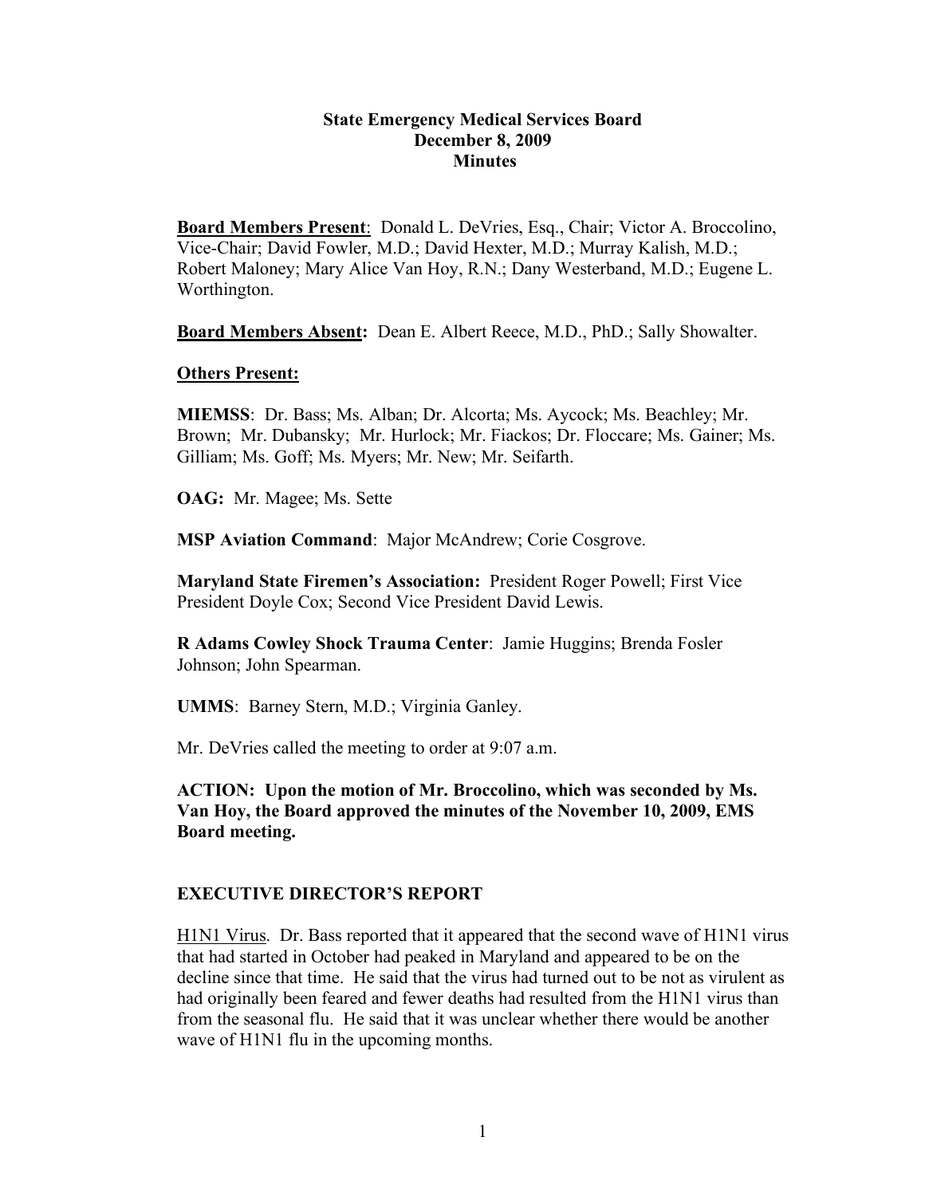**State Emergency Medical Services Board**
**December 8, 2009**
**Minutes**

**Board Members Present**: Donald L. DeVries, Esq., Chair; Victor A. Broccolino, Vice-Chair; David Fowler, M.D.; David Hexter, M.D.; Murray Kalish, M.D.; Robert Maloney; Mary Alice Van Hoy, R.N.; Dany Westerband, M.D.; Eugene L. Worthington.

**Board Members Absent:** Dean E. Albert Reece, M.D., PhD.; Sally Showalter.

**Others Present:**

**MIEMSS**: Dr. Bass; Ms. Alban; Dr. Alcorta; Ms. Aycock; Ms. Beachley; Mr. Brown; Mr. Dubansky; Mr. Hurlock; Mr. Fiackos; Dr. Floccare; Ms. Gainer; Ms. Gilliam; Ms. Goff; Ms. Myers; Mr. New; Mr. Seifarth.

**OAG:** Mr. Magee; Ms. Sette

**MSP Aviation Command**: Major McAndrew; Corie Cosgrove.

**Maryland State Firemen's Association:** President Roger Powell; First Vice President Doyle Cox; Second Vice President David Lewis.

**R Adams Cowley Shock Trauma Center**: Jamie Huggins; Brenda Fosler Johnson; John Spearman.

**UMMS**: Barney Stern, M.D.; Virginia Ganley.

Mr. DeVries called the meeting to order at 9:07 a.m.

**ACTION: Upon the motion of Mr. Broccolino, which was seconded by Ms. Van Hoy, the Board approved the minutes of the November 10, 2009, EMS Board meeting.**

## EXECUTIVE DIRECTOR'S REPORT

H1N1 Virus. Dr. Bass reported that it appeared that the second wave of H1N1 virus that had started in October had peaked in Maryland and appeared to be on the decline since that time. He said that the virus had turned out to be not as virulent as had originally been feared and fewer deaths had resulted from the H1N1 virus than from the seasonal flu. He said that it was unclear whether there would be another wave of H1N1 flu in the upcoming months.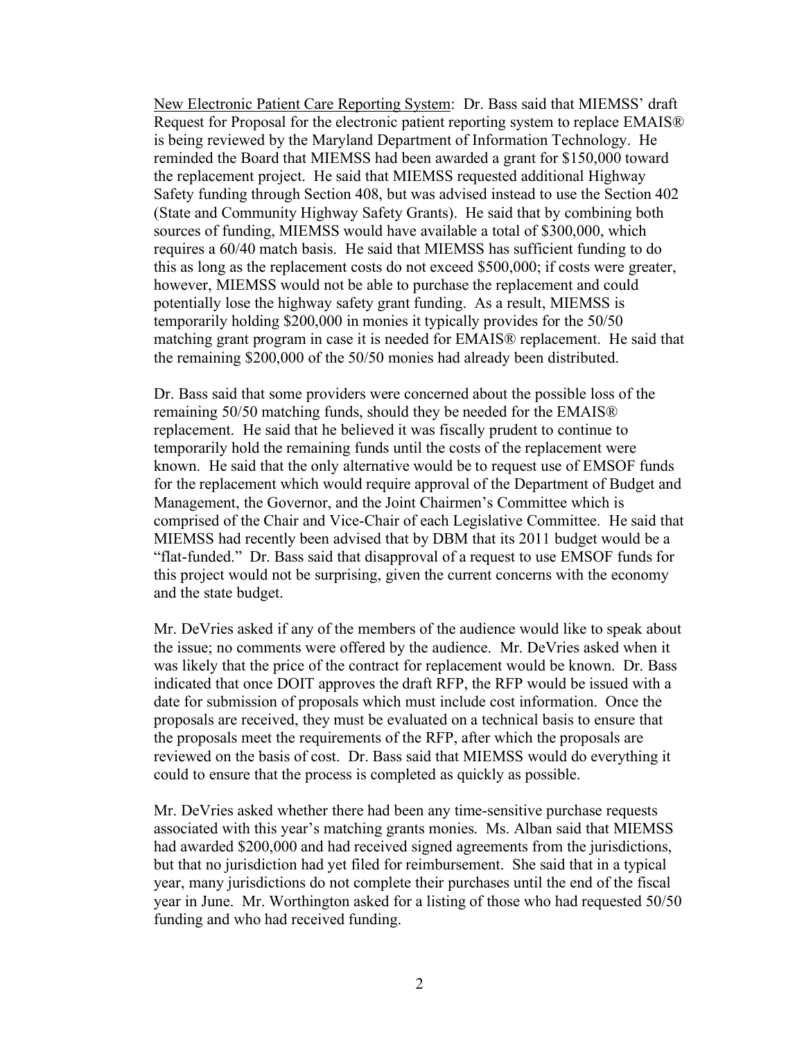New Electronic Patient Care Reporting System: Dr. Bass said that MIEMSS' draft Request for Proposal for the electronic patient reporting system to replace EMAIS® is being reviewed by the Maryland Department of Information Technology. He reminded the Board that MIEMSS had been awarded a grant for $150,000 toward the replacement project. He said that MIEMSS requested additional Highway Safety funding through Section 408, but was advised instead to use the Section 402 (State and Community Highway Safety Grants). He said that by combining both sources of funding, MIEMSS would have available a total of $300,000, which requires a 60/40 match basis. He said that MIEMSS has sufficient funding to do this as long as the replacement costs do not exceed $500,000; if costs were greater, however, MIEMSS would not be able to purchase the replacement and could potentially lose the highway safety grant funding. As a result, MIEMSS is temporarily holding $200,000 in monies it typically provides for the 50/50 matching grant program in case it is needed for EMAIS® replacement. He said that the remaining $200,000 of the 50/50 monies had already been distributed.

Dr. Bass said that some providers were concerned about the possible loss of the remaining 50/50 matching funds, should they be needed for the EMAIS® replacement. He said that he believed it was fiscally prudent to continue to temporarily hold the remaining funds until the costs of the replacement were known. He said that the only alternative would be to request use of EMSOF funds for the replacement which would require approval of the Department of Budget and Management, the Governor, and the Joint Chairmen's Committee which is comprised of the Chair and Vice-Chair of each Legislative Committee. He said that MIEMSS had recently been advised that by DBM that its 2011 budget would be a "flat-funded." Dr. Bass said that disapproval of a request to use EMSOF funds for this project would not be surprising, given the current concerns with the economy and the state budget.

Mr. DeVries asked if any of the members of the audience would like to speak about the issue; no comments were offered by the audience. Mr. DeVries asked when it was likely that the price of the contract for replacement would be known. Dr. Bass indicated that once DOIT approves the draft RFP, the RFP would be issued with a date for submission of proposals which must include cost information. Once the proposals are received, they must be evaluated on a technical basis to ensure that the proposals meet the requirements of the RFP, after which the proposals are reviewed on the basis of cost. Dr. Bass said that MIEMSS would do everything it could to ensure that the process is completed as quickly as possible.

Mr. DeVries asked whether there had been any time-sensitive purchase requests associated with this year's matching grants monies. Ms. Alban said that MIEMSS had awarded $200,000 and had received signed agreements from the jurisdictions, but that no jurisdiction had yet filed for reimbursement. She said that in a typical year, many jurisdictions do not complete their purchases until the end of the fiscal year in June. Mr. Worthington asked for a listing of those who had requested 50/50 funding and who had received funding.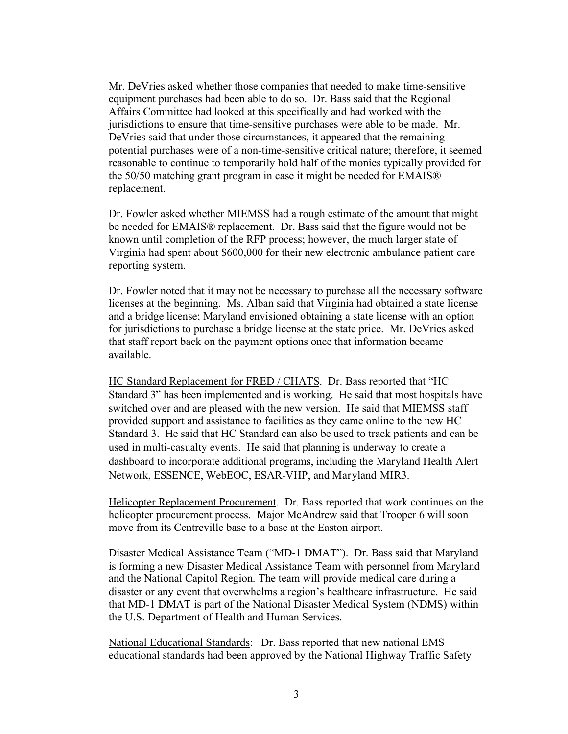Mr. DeVries asked whether those companies that needed to make time-sensitive equipment purchases had been able to do so. Dr. Bass said that the Regional Affairs Committee had looked at this specifically and had worked with the jurisdictions to ensure that time-sensitive purchases were able to be made. Mr. DeVries said that under those circumstances, it appeared that the remaining potential purchases were of a non-time-sensitive critical nature; therefore, it seemed reasonable to continue to temporarily hold half of the monies typically provided for the 50/50 matching grant program in case it might be needed for EMAIS® replacement.

Dr. Fowler asked whether MIEMSS had a rough estimate of the amount that might be needed for EMAIS® replacement. Dr. Bass said that the figure would not be known until completion of the RFP process; however, the much larger state of Virginia had spent about $600,000 for their new electronic ambulance patient care reporting system.

Dr. Fowler noted that it may not be necessary to purchase all the necessary software licenses at the beginning. Ms. Alban said that Virginia had obtained a state license and a bridge license; Maryland envisioned obtaining a state license with an option for jurisdictions to purchase a bridge license at the state price. Mr. DeVries asked that staff report back on the payment options once that information became available.

<u>HC Standard Replacement for FRED / CHATS</u>. Dr. Bass reported that "HC Standard 3" has been implemented and is working. He said that most hospitals have switched over and are pleased with the new version. He said that MIEMSS staff provided support and assistance to facilities as they came online to the new HC Standard 3. He said that HC Standard can also be used to track patients and can be used in multi-casualty events. He said that planning is underway to create a dashboard to incorporate additional programs, including the Maryland Health Alert Network, ESSENCE, WebEOC, ESAR-VHP, and Maryland MIR3.

<u>Helicopter Replacement Procurement</u>. Dr. Bass reported that work continues on the helicopter procurement process. Major McAndrew said that Trooper 6 will soon move from its Centreville base to a base at the Easton airport.

<u>Disaster Medical Assistance Team ("MD-1 DMAT")</u>. Dr. Bass said that Maryland is forming a new Disaster Medical Assistance Team with personnel from Maryland and the National Capitol Region. The team will provide medical care during a disaster or any event that overwhelms a region's healthcare infrastructure. He said that MD-1 DMAT is part of the National Disaster Medical System (NDMS) within the U.S. Department of Health and Human Services.

<u>National Educational Standards</u>: Dr. Bass reported that new national EMS educational standards had been approved by the National Highway Traffic Safety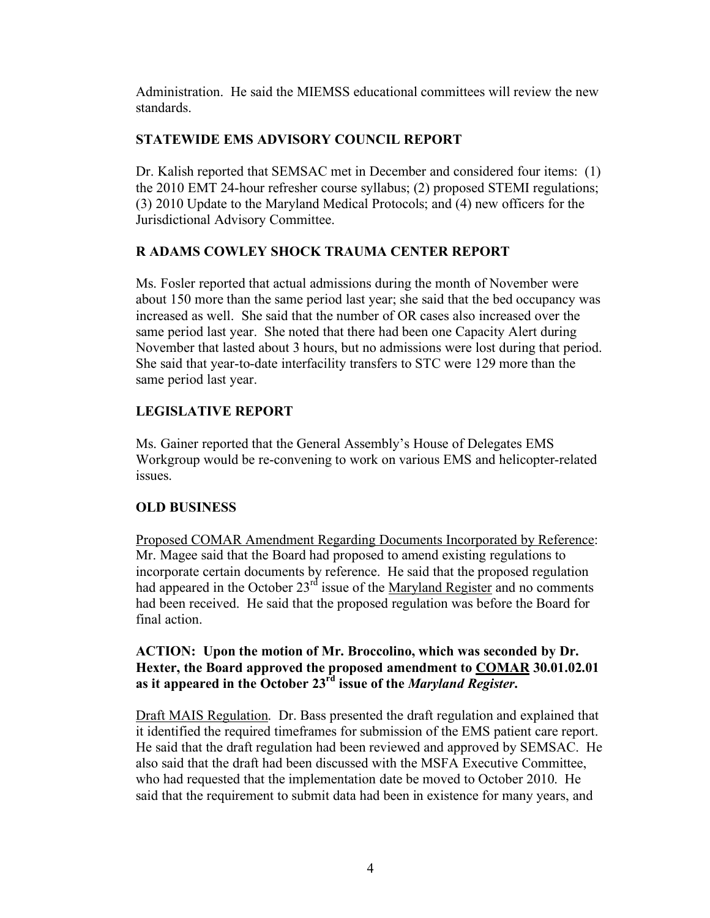Administration. He said the MIEMSS educational committees will review the new standards.

## STATEWIDE EMS ADVISORY COUNCIL REPORT

Dr. Kalish reported that SEMSAC met in December and considered four items: (1) the 2010 EMT 24-hour refresher course syllabus; (2) proposed STEMI regulations; (3) 2010 Update to the Maryland Medical Protocols; and (4) new officers for the Jurisdictional Advisory Committee.

## R ADAMS COWLEY SHOCK TRAUMA CENTER REPORT

Ms. Fosler reported that actual admissions during the month of November were about 150 more than the same period last year; she said that the bed occupancy was increased as well. She said that the number of OR cases also increased over the same period last year. She noted that there had been one Capacity Alert during November that lasted about 3 hours, but no admissions were lost during that period. She said that year-to-date interfacility transfers to STC were 129 more than the same period last year.

## LEGISLATIVE REPORT

Ms. Gainer reported that the General Assembly's House of Delegates EMS Workgroup would be re-convening to work on various EMS and helicopter-related issues.

## OLD BUSINESS

Proposed COMAR Amendment Regarding Documents Incorporated by Reference: Mr. Magee said that the Board had proposed to amend existing regulations to incorporate certain documents by reference. He said that the proposed regulation had appeared in the October 23rd issue of the Maryland Register and no comments had been received. He said that the proposed regulation was before the Board for final action.

**ACTION: Upon the motion of Mr. Broccolino, which was seconded by Dr. Hexter, the Board approved the proposed amendment to COMAR 30.01.02.01 as it appeared in the October 23rd issue of the *Maryland Register*.**

Draft MAIS Regulation*.* Dr. Bass presented the draft regulation and explained that it identified the required timeframes for submission of the EMS patient care report. He said that the draft regulation had been reviewed and approved by SEMSAC. He also said that the draft had been discussed with the MSFA Executive Committee, who had requested that the implementation date be moved to October 2010. He said that the requirement to submit data had been in existence for many years, and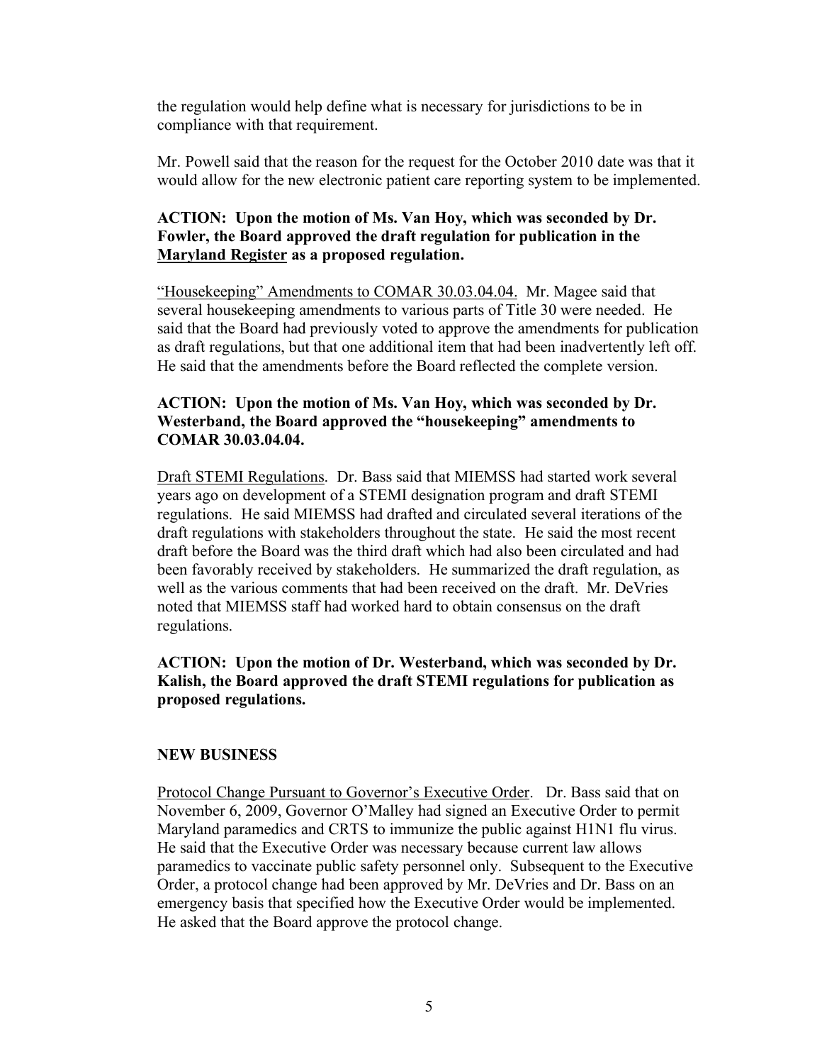the regulation would help define what is necessary for jurisdictions to be in compliance with that requirement.

Mr. Powell said that the reason for the request for the October 2010 date was that it would allow for the new electronic patient care reporting system to be implemented.

**ACTION: Upon the motion of Ms. Van Hoy, which was seconded by Dr. Fowler, the Board approved the draft regulation for publication in the Maryland Register as a proposed regulation.**

"Housekeeping" Amendments to COMAR 30.03.04.04. Mr. Magee said that several housekeeping amendments to various parts of Title 30 were needed. He said that the Board had previously voted to approve the amendments for publication as draft regulations, but that one additional item that had been inadvertently left off. He said that the amendments before the Board reflected the complete version.

**ACTION: Upon the motion of Ms. Van Hoy, which was seconded by Dr. Westerband, the Board approved the "housekeeping" amendments to COMAR 30.03.04.04.**

Draft STEMI Regulations. Dr. Bass said that MIEMSS had started work several years ago on development of a STEMI designation program and draft STEMI regulations. He said MIEMSS had drafted and circulated several iterations of the draft regulations with stakeholders throughout the state. He said the most recent draft before the Board was the third draft which had also been circulated and had been favorably received by stakeholders. He summarized the draft regulation, as well as the various comments that had been received on the draft. Mr. DeVries noted that MIEMSS staff had worked hard to obtain consensus on the draft regulations.

**ACTION: Upon the motion of Dr. Westerband, which was seconded by Dr. Kalish, the Board approved the draft STEMI regulations for publication as proposed regulations.**

**NEW BUSINESS**

Protocol Change Pursuant to Governor's Executive Order. Dr. Bass said that on November 6, 2009, Governor O'Malley had signed an Executive Order to permit Maryland paramedics and CRTS to immunize the public against H1N1 flu virus. He said that the Executive Order was necessary because current law allows paramedics to vaccinate public safety personnel only. Subsequent to the Executive Order, a protocol change had been approved by Mr. DeVries and Dr. Bass on an emergency basis that specified how the Executive Order would be implemented. He asked that the Board approve the protocol change.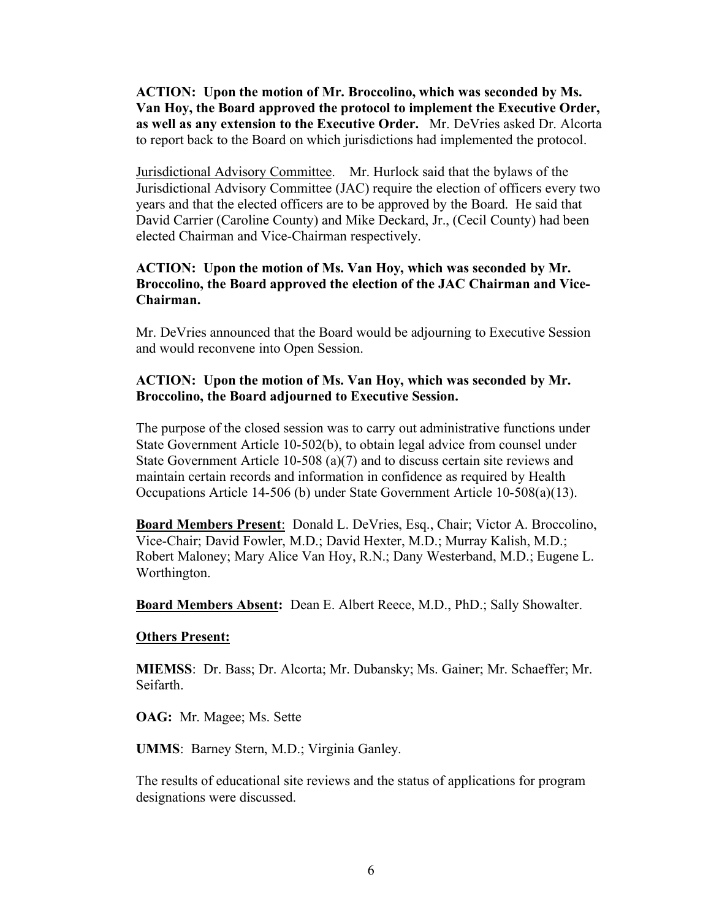**ACTION: Upon the motion of Mr. Broccolino, which was seconded by Ms. Van Hoy, the Board approved the protocol to implement the Executive Order, as well as any extension to the Executive Order.** Mr. DeVries asked Dr. Alcorta to report back to the Board on which jurisdictions had implemented the protocol.

<u>Jurisdictional Advisory Committee</u>. Mr. Hurlock said that the bylaws of the Jurisdictional Advisory Committee (JAC) require the election of officers every two years and that the elected officers are to be approved by the Board. He said that David Carrier (Caroline County) and Mike Deckard, Jr., (Cecil County) had been elected Chairman and Vice-Chairman respectively.

**ACTION: Upon the motion of Ms. Van Hoy, which was seconded by Mr. Broccolino, the Board approved the election of the JAC Chairman and Vice-Chairman.**

Mr. DeVries announced that the Board would be adjourning to Executive Session and would reconvene into Open Session.

**ACTION: Upon the motion of Ms. Van Hoy, which was seconded by Mr. Broccolino, the Board adjourned to Executive Session.**

The purpose of the closed session was to carry out administrative functions under State Government Article 10-502(b), to obtain legal advice from counsel under State Government Article 10-508 (a)(7) and to discuss certain site reviews and maintain certain records and information in confidence as required by Health Occupations Article 14-506 (b) under State Government Article 10-508(a)(13).

**<u>Board Members Present</u>**: Donald L. DeVries, Esq., Chair; Victor A. Broccolino, Vice-Chair; David Fowler, M.D.; David Hexter, M.D.; Murray Kalish, M.D.; Robert Maloney; Mary Alice Van Hoy, R.N.; Dany Westerband, M.D.; Eugene L. Worthington.

**<u>Board Members Absent</u>:** Dean E. Albert Reece, M.D., PhD.; Sally Showalter.

**<u>Others Present:</u>**

**MIEMSS**: Dr. Bass; Dr. Alcorta; Mr. Dubansky; Ms. Gainer; Mr. Schaeffer; Mr. Seifarth.

**OAG:** Mr. Magee; Ms. Sette

**UMMS**: Barney Stern, M.D.; Virginia Ganley.

The results of educational site reviews and the status of applications for program designations were discussed.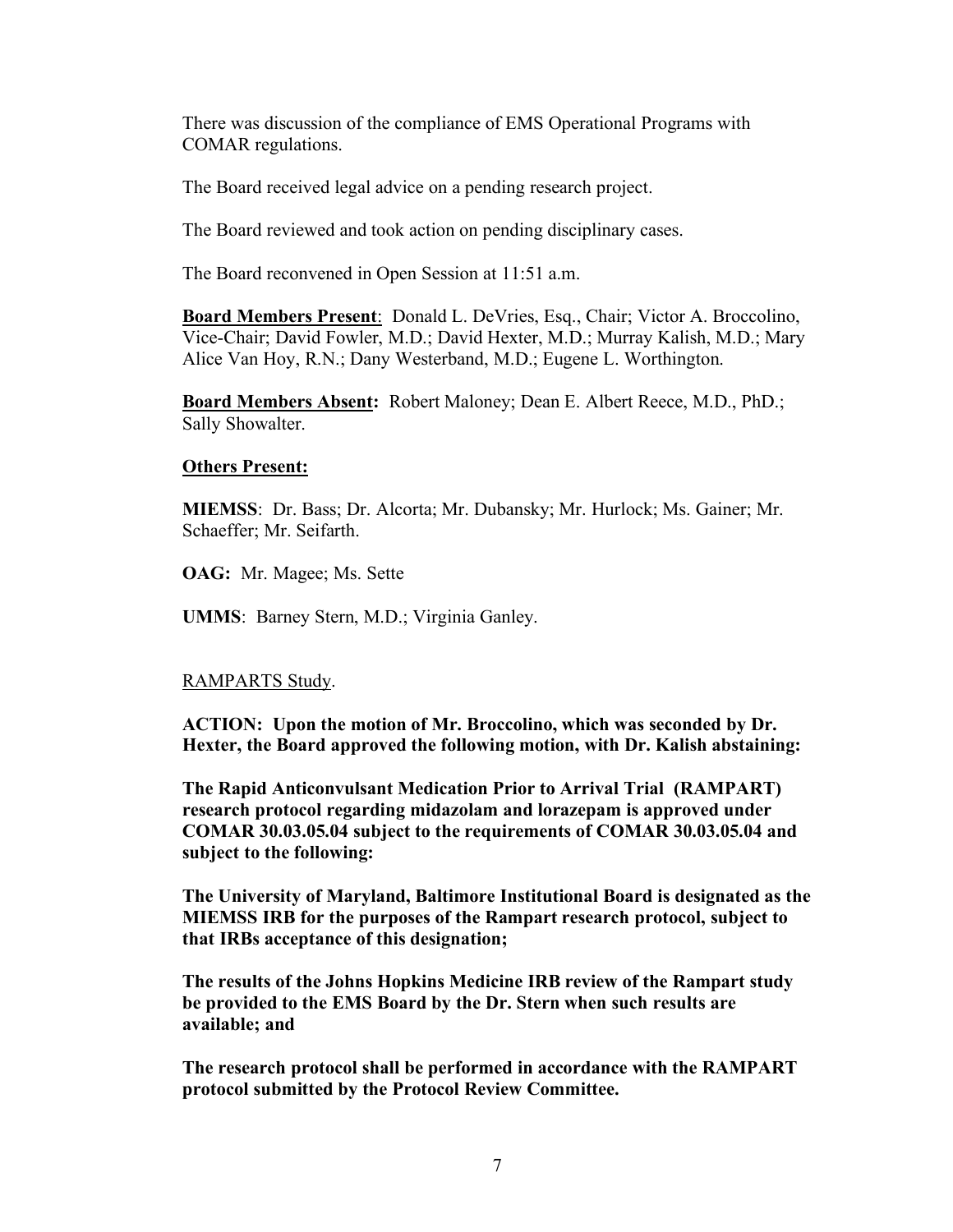There was discussion of the compliance of EMS Operational Programs with COMAR regulations.

The Board received legal advice on a pending research project.

The Board reviewed and took action on pending disciplinary cases.

The Board reconvened in Open Session at 11:51 a.m.

**Board Members Present**: Donald L. DeVries, Esq., Chair; Victor A. Broccolino, Vice-Chair; David Fowler, M.D.; David Hexter, M.D.; Murray Kalish, M.D.; Mary Alice Van Hoy, R.N.; Dany Westerband, M.D.; Eugene L. Worthington.

**Board Members Absent:** Robert Maloney; Dean E. Albert Reece, M.D., PhD.; Sally Showalter.

**Others Present:**

**MIEMSS**: Dr. Bass; Dr. Alcorta; Mr. Dubansky; Mr. Hurlock; Ms. Gainer; Mr. Schaeffer; Mr. Seifarth.

**OAG:** Mr. Magee; Ms. Sette

**UMMS**: Barney Stern, M.D.; Virginia Ganley.

RAMPARTS Study.

**ACTION: Upon the motion of Mr. Broccolino, which was seconded by Dr. Hexter, the Board approved the following motion, with Dr. Kalish abstaining:**

**The Rapid Anticonvulsant Medication Prior to Arrival Trial (RAMPART) research protocol regarding midazolam and lorazepam is approved under COMAR 30.03.05.04 subject to the requirements of COMAR 30.03.05.04 and subject to the following:**

**The University of Maryland, Baltimore Institutional Board is designated as the MIEMSS IRB for the purposes of the Rampart research protocol, subject to that IRBs acceptance of this designation;**

**The results of the Johns Hopkins Medicine IRB review of the Rampart study be provided to the EMS Board by the Dr. Stern when such results are available; and**

**The research protocol shall be performed in accordance with the RAMPART protocol submitted by the Protocol Review Committee.**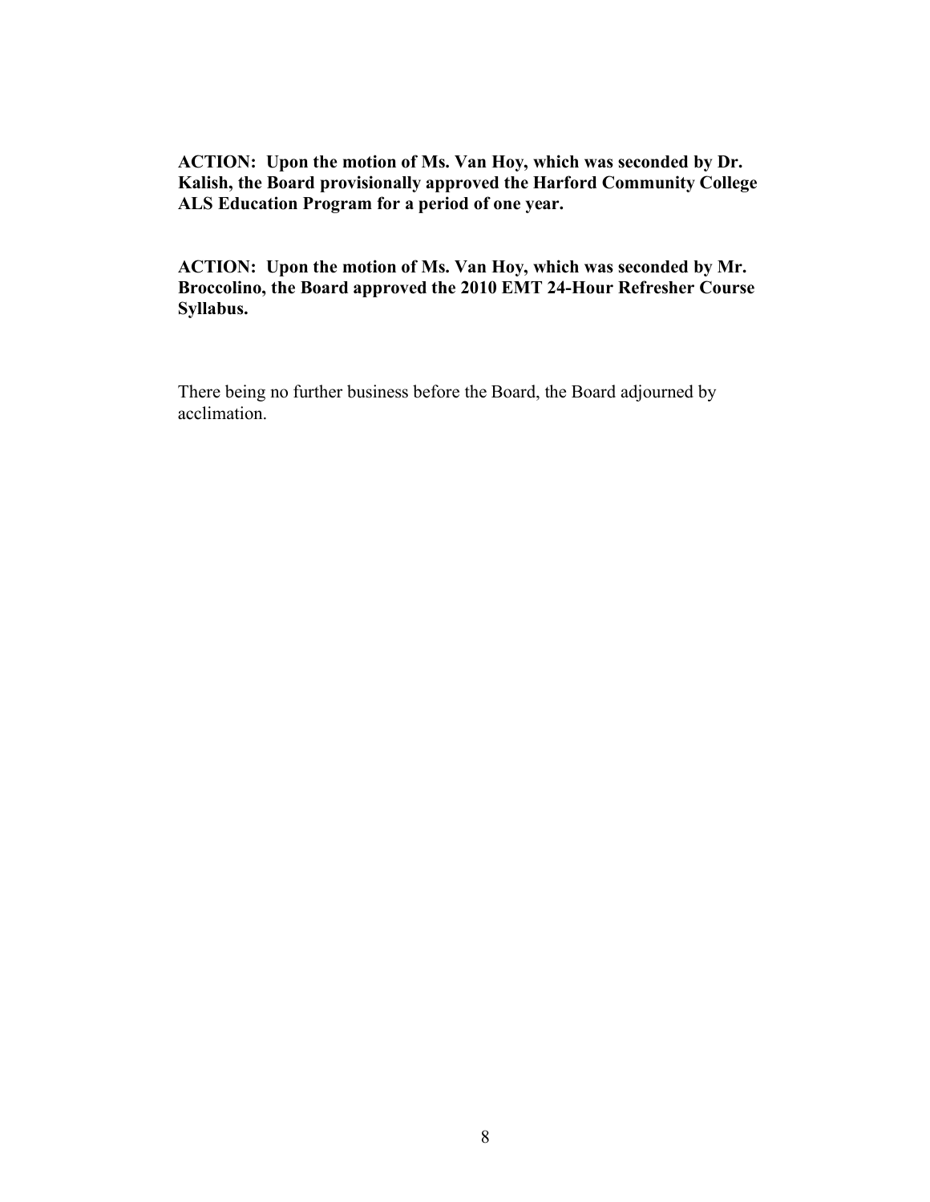**ACTION: Upon the motion of Ms. Van Hoy, which was seconded by Dr. Kalish, the Board provisionally approved the Harford Community College ALS Education Program for a period of one year.**

**ACTION: Upon the motion of Ms. Van Hoy, which was seconded by Mr. Broccolino, the Board approved the 2010 EMT 24-Hour Refresher Course Syllabus.**

There being no further business before the Board, the Board adjourned by acclimation.